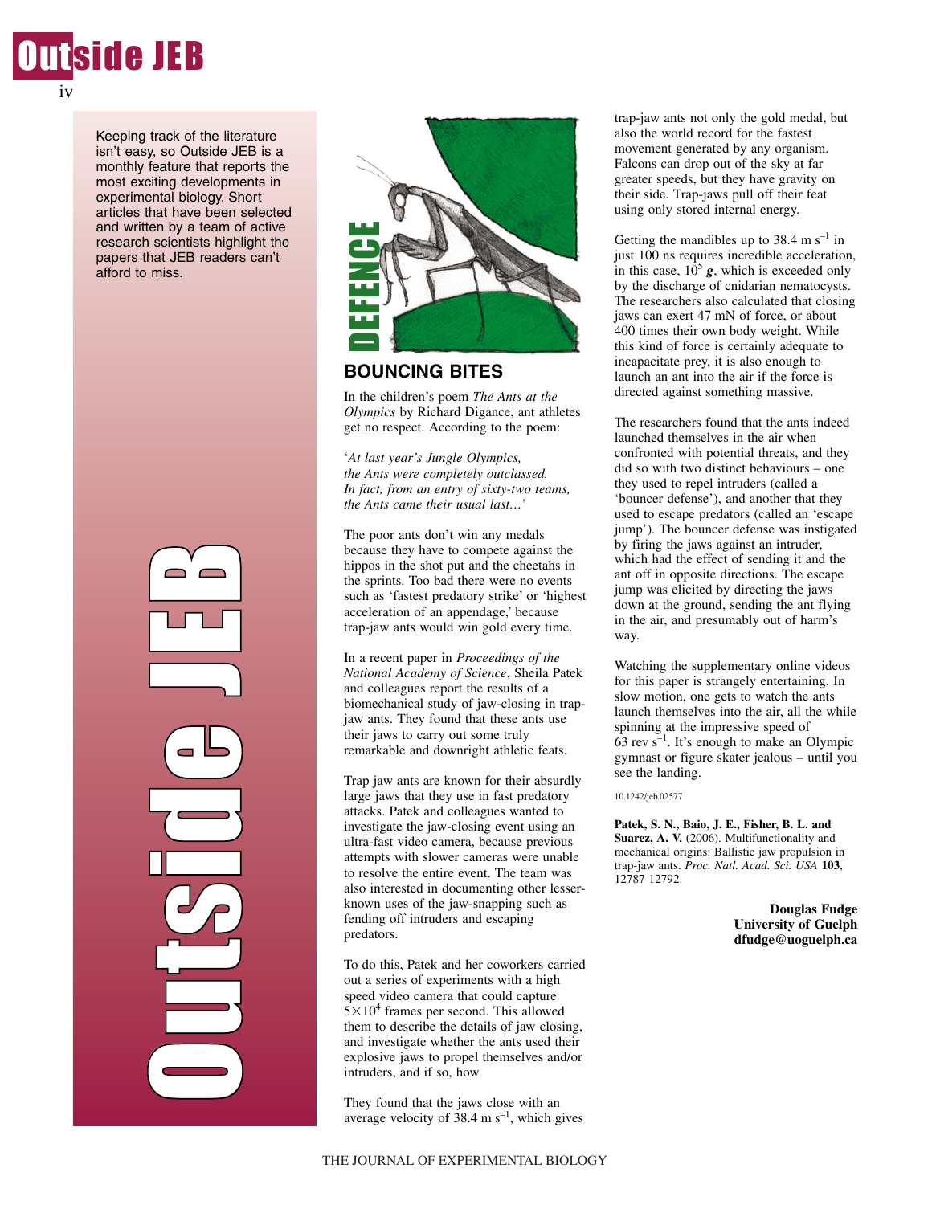# Outside JEB

Keeping track of the literature isn't easy, so Outside JEB is a monthly feature that reports the most exciting developments in experimental biology. Short articles that have been selected and written by a team of active research scientists highlight the papers that JEB readers can't afford to miss.

DEFENCE

## BOUNCING BITES

In the children's poem *The Ants at the Olympics* by Richard Digance, ant athletes get no respect. According to the poem:

'*At last year's Jungle Olympics,*
*the Ants were completely outclassed.*
*In fact, from an entry of sixty-two teams,*
*the Ants came their usual last...*'

The poor ants don't win any medals because they have to compete against the hippos in the shot put and the cheetahs in the sprints. Too bad there were no events such as 'fastest predatory strike' or 'highest acceleration of an appendage,' because trap-jaw ants would win gold every time.

In a recent paper in *Proceedings of the National Academy of Science*, Sheila Patek and colleagues report the results of a biomechanical study of jaw-closing in trap-jaw ants. They found that these ants use their jaws to carry out some truly remarkable and downright athletic feats.

Trap jaw ants are known for their absurdly large jaws that they use in fast predatory attacks. Patek and colleagues wanted to investigate the jaw-closing event using an ultra-fast video camera, because previous attempts with slower cameras were unable to resolve the entire event. The team was also interested in documenting other lesser-known uses of the jaw-snapping such as fending off intruders and escaping predators.

To do this, Patek and her coworkers carried out a series of experiments with a high speed video camera that could capture $5\times10^4$ frames per second. This allowed them to describe the details of jaw closing, and investigate whether the ants used their explosive jaws to propel themselves and/or intruders, and if so, how.

They found that the jaws close with an average velocity of 38.4 m $s^{-1}$, which gives trap-jaw ants not only the gold medal, but also the world record for the fastest movement generated by any organism. Falcons can drop out of the sky at far greater speeds, but they have gravity on their side. Trap-jaws pull off their feat using only stored internal energy.

Getting the mandibles up to 38.4 m $s^{-1}$ in just 100 ns requires incredible acceleration, in this case, $10^5$ ***g***, which is exceeded only by the discharge of cnidarian nematocysts. The researchers also calculated that closing jaws can exert 47 mN of force, or about 400 times their own body weight. While this kind of force is certainly adequate to incapacitate prey, it is also enough to launch an ant into the air if the force is directed against something massive.

The researchers found that the ants indeed launched themselves in the air when confronted with potential threats, and they did so with two distinct behaviours – one they used to repel intruders (called a 'bouncer defense'), and another that they used to escape predators (called an 'escape jump'). The bouncer defense was instigated by firing the jaws against an intruder, which had the effect of sending it and the ant off in opposite directions. The escape jump was elicited by directing the jaws down at the ground, sending the ant flying in the air, and presumably out of harm's way.

Watching the supplementary online videos for this paper is strangely entertaining. In slow motion, one gets to watch the ants launch themselves into the air, all the while spinning at the impressive speed of 63 rev $s^{-1}$. It's enough to make an Olympic gymnast or figure skater jealous – until you see the landing.

10.1242/jeb.02577

**Patek, S. N., Baio, J. E., Fisher, B. L. and Suarez, A. V.** (2006). Multifunctionality and mechanical origins: Ballistic jaw propulsion in trap-jaw ants. *Proc. Natl. Acad. Sci. USA* **103**, 12787-12792.

**Douglas Fudge**
**University of Guelph**
**dfudge@uoguelph.ca**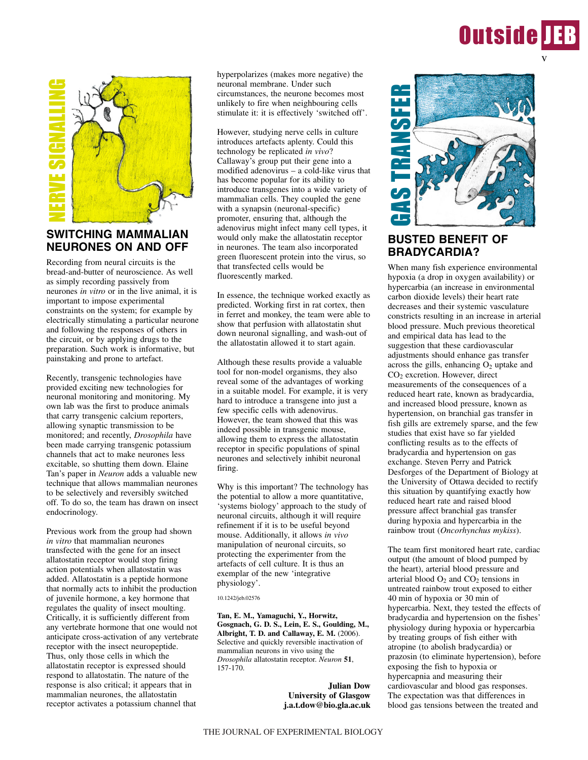NERVE SIGNALLING

## SWITCHING MAMMALIAN NEURONES ON AND OFF

Recording from neural circuits is the bread-and-butter of neuroscience. As well as simply recording passively from neurones *in vitro* or in the live animal, it is important to impose experimental constraints on the system; for example by electrically stimulating a particular neurone and following the responses of others in the circuit, or by applying drugs to the preparation. Such work is informative, but painstaking and prone to artefact.

Recently, transgenic technologies have provided exciting new technologies for neuronal monitoring and monitoring. My own lab was the first to produce animals that carry transgenic calcium reporters, allowing synaptic transmission to be monitored; and recently, *Drosophila* have been made carrying transgenic potassium channels that act to make neurones less excitable, so shutting them down. Elaine Tan's paper in *Neuron* adds a valuable new technique that allows mammalian neurones to be selectively and reversibly switched off. To do so, the team has drawn on insect endocrinology.

Previous work from the group had shown *in vitro* that mammalian neurones transfected with the gene for an insect allatostatin receptor would stop firing action potentials when allatostatin was added. Allatostatin is a peptide hormone that normally acts to inhibit the production of juvenile hormone, a key hormone that regulates the quality of insect moulting. Critically, it is sufficiently different from any vertebrate hormone that one would not anticipate cross-activation of any vertebrate receptor with the insect neuropeptide. Thus, only those cells in which the allatostatin receptor is expressed should respond to allatostatin. The nature of the response is also critical; it appears that in mammalian neurones, the allatostatin receptor activates a potassium channel that hyperpolarizes (makes more negative) the neuronal membrane. Under such circumstances, the neurone becomes most unlikely to fire when neighbouring cells stimulate it: it is effectively 'switched off'.

However, studying nerve cells in culture introduces artefacts aplenty. Could this technology be replicated *in vivo*? Callaway's group put their gene into a modified adenovirus – a cold-like virus that has become popular for its ability to introduce transgenes into a wide variety of mammalian cells. They coupled the gene with a synapsin (neuronal-specific) promoter, ensuring that, although the adenovirus might infect many cell types, it would only make the allatostatin receptor in neurones. The team also incorporated green fluorescent protein into the virus, so that transfected cells would be fluorescently marked.

In essence, the technique worked exactly as predicted. Working first in rat cortex, then in ferret and monkey, the team were able to show that perfusion with allatostatin shut down neuronal signalling, and wash-out of the allatostatin allowed it to start again.

Although these results provide a valuable tool for non-model organisms, they also reveal some of the advantages of working in a suitable model. For example, it is very hard to introduce a transgene into just a few specific cells with adenovirus. However, the team showed that this was indeed possible in transgenic mouse, allowing them to express the allatostatin receptor in specific populations of spinal neurones and selectively inhibit neuronal firing.

Why is this important? The technology has the potential to allow a more quantitative, 'systems biology' approach to the study of neuronal circuits, although it will require refinement if it is to be useful beyond mouse. Additionally, it allows *in vivo* manipulation of neuronal circuits, so protecting the experimenter from the artefacts of cell culture. It is thus an exemplar of the new 'integrative physiology'.

10.1242/jeb.02576

**Tan, E. M., Yamaguchi, Y., Horwitz, Gosgnach, G. D. S., Lein, E. S., Goulding, M., Albright, T. D. and Callaway, E. M.** (2006). Selective and quickly reversible inactivation of mammalian neurons in vivo using the *Drosophila* allatostatin receptor. *Neuron* **51**, 157-170.

**Julian Dow**
**University of Glasgow**
**j.a.t.dow@bio.gla.ac.uk**

GAS TRANSFER

## BUSTED BENEFIT OF BRADYCARDIA?

When many fish experience environmental hypoxia (a drop in oxygen availability) or hypercarbia (an increase in environmental carbon dioxide levels) their heart rate decreases and their systemic vasculature constricts resulting in an increase in arterial blood pressure. Much previous theoretical and empirical data has lead to the suggestion that these cardiovascular adjustments should enhance gas transfer across the gills, enhancing $O_2$ uptake and $CO_2$ excretion. However, direct measurements of the consequences of a reduced heart rate, known as bradycardia, and increased blood pressure, known as hypertension, on branchial gas transfer in fish gills are extremely sparse, and the few studies that exist have so far yielded conflicting results as to the effects of bradycardia and hypertension on gas exchange. Steven Perry and Patrick Desforges of the Department of Biology at the University of Ottawa decided to rectify this situation by quantifying exactly how reduced heart rate and raised blood pressure affect branchial gas transfer during hypoxia and hypercarbia in the rainbow trout (*Oncorhynchus mykiss*).

The team first monitored heart rate, cardiac output (the amount of blood pumped by the heart), arterial blood pressure and arterial blood $O_2$ and $CO_2$ tensions in untreated rainbow trout exposed to either 40 min of hypoxia or 30 min of hypercarbia. Next, they tested the effects of bradycardia and hypertension on the fishes' physiology during hypoxia or hypercarbia by treating groups of fish either with atropine (to abolish bradycardia) or prazosin (to eliminate hypertension), before exposing the fish to hypoxia or hypercapnia and measuring their cardiovascular and blood gas responses. The expectation was that differences in blood gas tensions between the treated and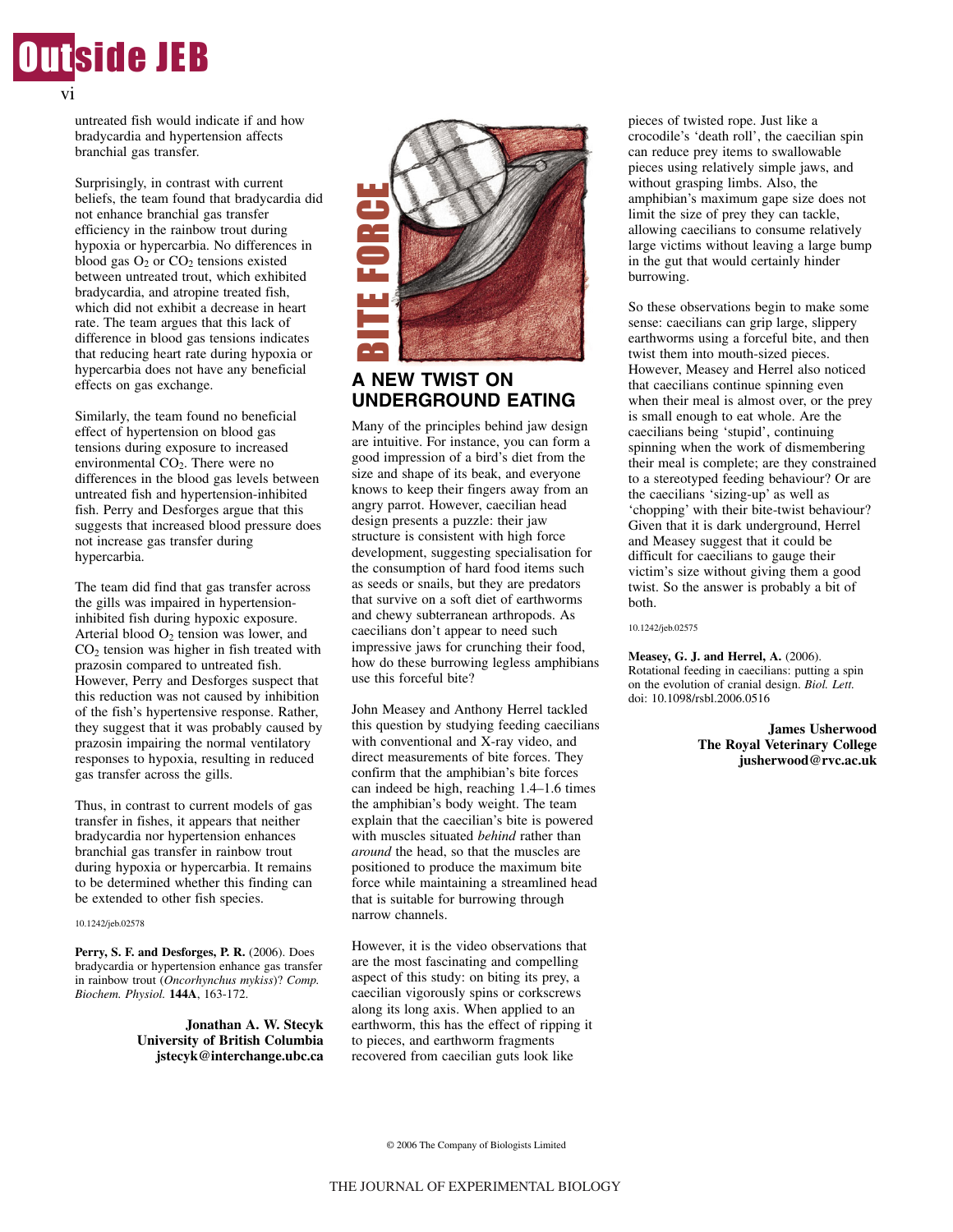untreated fish would indicate if and how bradycardia and hypertension affects branchial gas transfer.

Surprisingly, in contrast with current beliefs, the team found that bradycardia did not enhance branchial gas transfer efficiency in the rainbow trout during hypoxia or hypercarbia. No differences in blood gas $O_2$ or $CO_2$ tensions existed between untreated trout, which exhibited bradycardia, and atropine treated fish, which did not exhibit a decrease in heart rate. The team argues that this lack of difference in blood gas tensions indicates that reducing heart rate during hypoxia or hypercarbia does not have any beneficial effects on gas exchange.

Similarly, the team found no beneficial effect of hypertension on blood gas tensions during exposure to increased environmental $CO_2$. There were no differences in the blood gas levels between untreated fish and hypertension-inhibited fish. Perry and Desforges argue that this suggests that increased blood pressure does not increase gas transfer during hypercarbia.

The team did find that gas transfer across the gills was impaired in hypertension-inhibited fish during hypoxic exposure. Arterial blood $O_2$ tension was lower, and $CO_2$ tension was higher in fish treated with prazosin compared to untreated fish. However, Perry and Desforges suspect that this reduction was not caused by inhibition of the fish's hypertensive response. Rather, they suggest that it was probably caused by prazosin impairing the normal ventilatory responses to hypoxia, resulting in reduced gas transfer across the gills.

Thus, in contrast to current models of gas transfer in fishes, it appears that neither bradycardia nor hypertension enhances branchial gas transfer in rainbow trout during hypoxia or hypercarbia. It remains to be determined whether this finding can be extended to other fish species.

10.1242/jeb.02578

**Perry, S. F. and Desforges, P. R.** (2006). Does bradycardia or hypertension enhance gas transfer in rainbow trout (*Oncorhynchus mykiss*)? *Comp. Biochem. Physiol.* **144A**, 163-172.

**Jonathan A. W. Stecyk**
**University of British Columbia**
**jstecyk@interchange.ubc.ca**

BITE FORCE

## A NEW TWIST ON UNDERGROUND EATING

Many of the principles behind jaw design are intuitive. For instance, you can form a good impression of a bird's diet from the size and shape of its beak, and everyone knows to keep their fingers away from an angry parrot. However, caecilian head design presents a puzzle: their jaw structure is consistent with high force development, suggesting specialisation for the consumption of hard food items such as seeds or snails, but they are predators that survive on a soft diet of earthworms and chewy subterranean arthropods. As caecilians don't appear to need such impressive jaws for crunching their food, how do these burrowing legless amphibians use this forceful bite?

John Measey and Anthony Herrel tackled this question by studying feeding caecilians with conventional and X-ray video, and direct measurements of bite forces. They confirm that the amphibian's bite forces can indeed be high, reaching 1.4–1.6 times the amphibian's body weight. The team explain that the caecilian's bite is powered with muscles situated *behind* rather than *around* the head, so that the muscles are positioned to produce the maximum bite force while maintaining a streamlined head that is suitable for burrowing through narrow channels.

However, it is the video observations that are the most fascinating and compelling aspect of this study: on biting its prey, a caecilian vigorously spins or corkscrews along its long axis. When applied to an earthworm, this has the effect of ripping it to pieces, and earthworm fragments recovered from caecilian guts look like pieces of twisted rope. Just like a crocodile's 'death roll', the caecilian spin can reduce prey items to swallowable pieces using relatively simple jaws, and without grasping limbs. Also, the amphibian's maximum gape size does not limit the size of prey they can tackle, allowing caecilians to consume relatively large victims without leaving a large bump in the gut that would certainly hinder burrowing.

So these observations begin to make some sense: caecilians can grip large, slippery earthworms using a forceful bite, and then twist them into mouth-sized pieces. However, Measey and Herrel also noticed that caecilians continue spinning even when their meal is almost over, or the prey is small enough to eat whole. Are the caecilians being 'stupid', continuing spinning when the work of dismembering their meal is complete; are they constrained to a stereotyped feeding behaviour? Or are the caecilians 'sizing-up' as well as 'chopping' with their bite-twist behaviour? Given that it is dark underground, Herrel and Measey suggest that it could be difficult for caecilians to gauge their victim's size without giving them a good twist. So the answer is probably a bit of both.

10.1242/jeb.02575

**Measey, G. J. and Herrel, A.** (2006). Rotational feeding in caecilians: putting a spin on the evolution of cranial design. *Biol. Lett.* doi: 10.1098/rsbl.2006.0516

**James Usherwood**
**The Royal Veterinary College**
**jusherwood@rvc.ac.uk**

© 2006 The Company of Biologists Limited